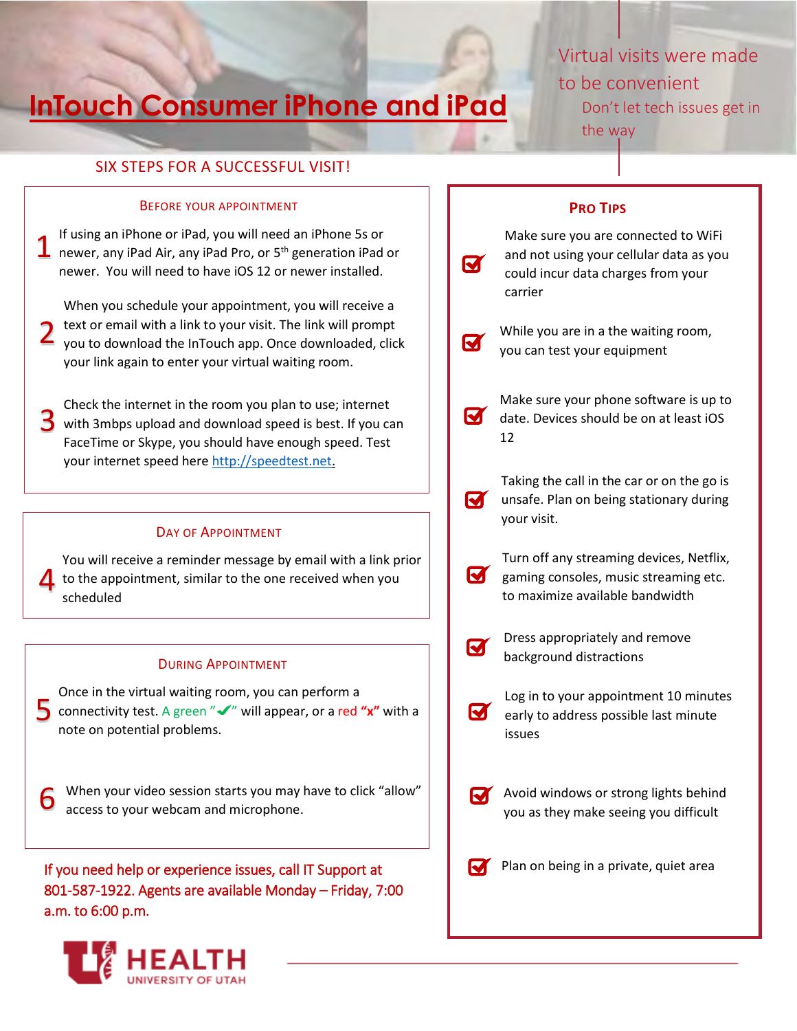# InTouch Consumer iPhone and iPad

Virtual visits were made to be convenient

Don't let tech issues get in the way

## SIX STEPS FOR A SUCCESSFUL VISIT!

### Before your appointment

1. If using an iPhone or iPad, you will need an iPhone 5s or newer, any iPad Air, any iPad Pro, or 5th generation iPad or newer. You will need to have iOS 12 or newer installed.

2. When you schedule your appointment, you will receive a text or email with a link to your visit. The link will prompt you to download the InTouch app. Once downloaded, click your link again to enter your virtual waiting room.

3. Check the internet in the room you plan to use; internet with 3mbps upload and download speed is best. If you can FaceTime or Skype, you should have enough speed. Test your internet speed here http://speedtest.net.

### Day of Appointment

4. You will receive a reminder message by email with a link prior to the appointment, similar to the one received when you scheduled

### During Appointment

5. Once in the virtual waiting room, you can perform a connectivity test. A green "✔" will appear, or a red **"x"** with a note on potential problems.

6. When your video session starts you may have to click "allow" access to your webcam and microphone.

If you need help or experience issues, call IT Support at 801-587-1922. Agents are available Monday – Friday, 7:00 a.m. to 6:00 p.m.

### Pro Tips

- Make sure you are connected to WiFi and not using your cellular data as you could incur data charges from your carrier
- While you are in a the waiting room, you can test your equipment
- Make sure your phone software is up to date. Devices should be on at least iOS 12
- Taking the call in the car or on the go is unsafe. Plan on being stationary during your visit.
- Turn off any streaming devices, Netflix, gaming consoles, music streaming etc. to maximize available bandwidth
- Dress appropriately and remove background distractions
- Log in to your appointment 10 minutes early to address possible last minute issues
- Avoid windows or strong lights behind you as they make seeing you difficult
- Plan on being in a private, quiet area

HEALTH
UNIVERSITY OF UTAH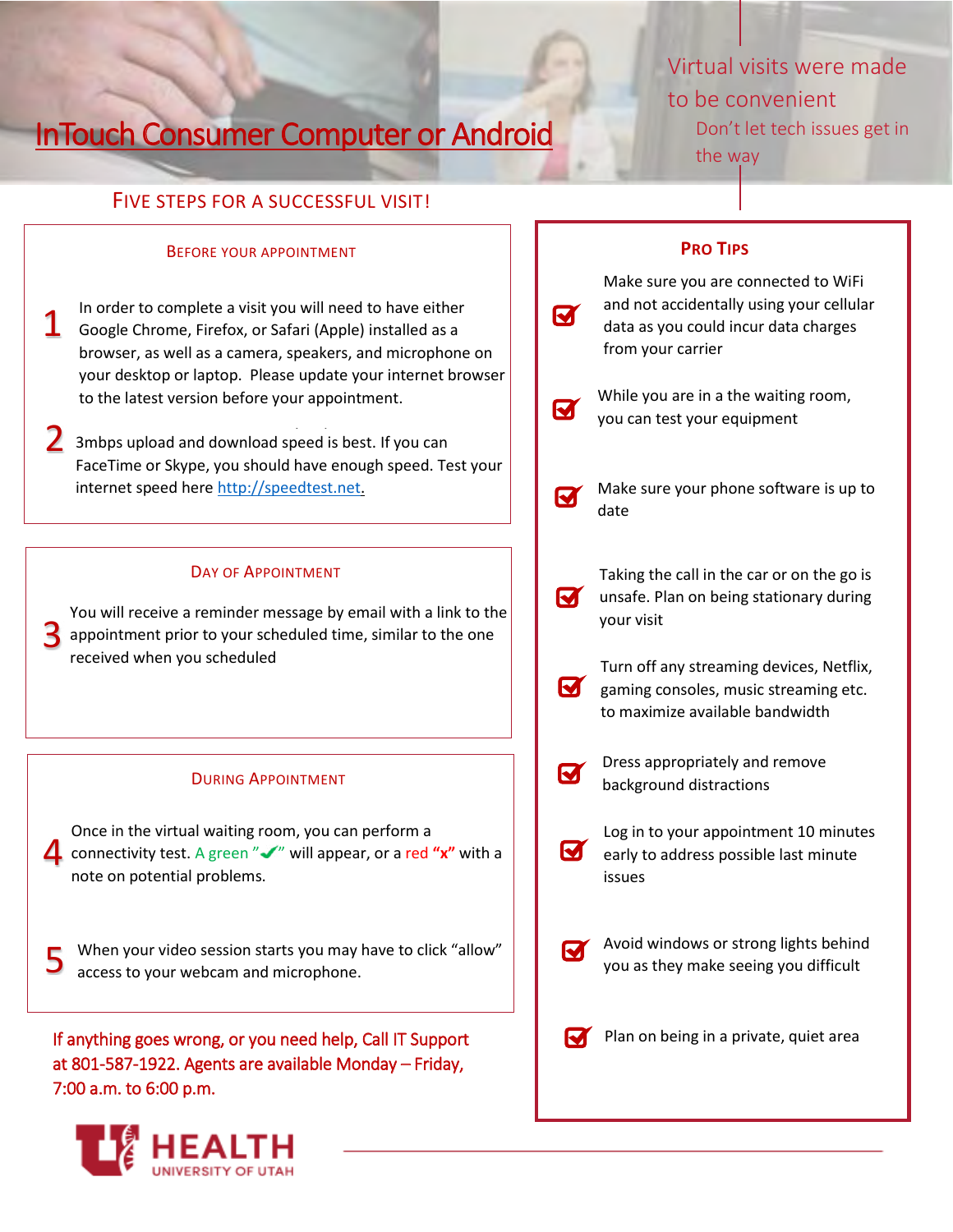# InTouch Consumer Computer or Android

Virtual visits were made to be convenient

Don't let tech issues get in the way

## Five steps for a successful visit!

### Before your appointment

1. In order to complete a visit you will need to have either Google Chrome, Firefox, or Safari (Apple) installed as a browser, as well as a camera, speakers, and microphone on your desktop or laptop. Please update your internet browser to the latest version before your appointment.

2. 3mbps upload and download speed is best. If you can FaceTime or Skype, you should have enough speed. Test your internet speed here http://speedtest.net.

### Day of Appointment

3. You will receive a reminder message by email with a link to the appointment prior to your scheduled time, similar to the one received when you scheduled

### During Appointment

4. Once in the virtual waiting room, you can perform a connectivity test. A green "✔" will appear, or a red **"x"** with a note on potential problems.

5. When your video session starts you may have to click "allow" access to your webcam and microphone.

If anything goes wrong, or you need help, Call IT Support at 801-587-1922. Agents are available Monday – Friday, 7:00 a.m. to 6:00 p.m.

### Pro Tips

- ☑ Make sure you are connected to WiFi and not accidentally using your cellular data as you could incur data charges from your carrier
- ☑ While you are in a the waiting room, you can test your equipment
- ☑ Make sure your phone software is up to date
- ☑ Taking the call in the car or on the go is unsafe. Plan on being stationary during your visit
- ☑ Turn off any streaming devices, Netflix, gaming consoles, music streaming etc. to maximize available bandwidth
- ☑ Dress appropriately and remove background distractions
- ☑ Log in to your appointment 10 minutes early to address possible last minute issues
- ☑ Avoid windows or strong lights behind you as they make seeing you difficult
- ☑ Plan on being in a private, quiet area

U HEALTH
UNIVERSITY OF UTAH